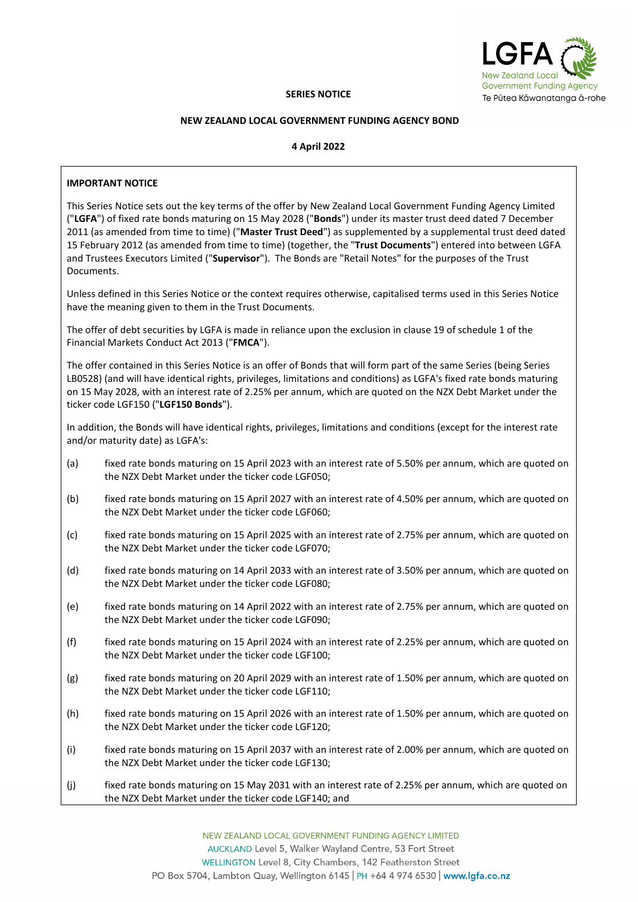**SERIES NOTICE**

**NEW ZEALAND LOCAL GOVERNMENT FUNDING AGENCY BOND**

**4 April 2022**

**IMPORTANT NOTICE**

This Series Notice sets out the key terms of the offer by New Zealand Local Government Funding Agency Limited ("**LGFA**") of fixed rate bonds maturing on 15 May 2028 ("**Bonds**") under its master trust deed dated 7 December 2011 (as amended from time to time) ("**Master Trust Deed**") as supplemented by a supplemental trust deed dated 15 February 2012 (as amended from time to time) (together, the "**Trust Documents**") entered into between LGFA and Trustees Executors Limited ("**Supervisor**"). The Bonds are "Retail Notes" for the purposes of the Trust Documents.

Unless defined in this Series Notice or the context requires otherwise, capitalised terms used in this Series Notice have the meaning given to them in the Trust Documents.

The offer of debt securities by LGFA is made in reliance upon the exclusion in clause 19 of schedule 1 of the Financial Markets Conduct Act 2013 ("**FMCA**").

The offer contained in this Series Notice is an offer of Bonds that will form part of the same Series (being Series LB0528) (and will have identical rights, privileges, limitations and conditions) as LGFA's fixed rate bonds maturing on 15 May 2028, with an interest rate of 2.25% per annum, which are quoted on the NZX Debt Market under the ticker code LGF150 ("**LGF150 Bonds**").

In addition, the Bonds will have identical rights, privileges, limitations and conditions (except for the interest rate and/or maturity date) as LGFA's:

(a) fixed rate bonds maturing on 15 April 2023 with an interest rate of 5.50% per annum, which are quoted on the NZX Debt Market under the ticker code LGF050;

(b) fixed rate bonds maturing on 15 April 2027 with an interest rate of 4.50% per annum, which are quoted on the NZX Debt Market under the ticker code LGF060;

(c) fixed rate bonds maturing on 15 April 2025 with an interest rate of 2.75% per annum, which are quoted on the NZX Debt Market under the ticker code LGF070;

(d) fixed rate bonds maturing on 14 April 2033 with an interest rate of 3.50% per annum, which are quoted on the NZX Debt Market under the ticker code LGF080;

(e) fixed rate bonds maturing on 14 April 2022 with an interest rate of 2.75% per annum, which are quoted on the NZX Debt Market under the ticker code LGF090;

(f) fixed rate bonds maturing on 15 April 2024 with an interest rate of 2.25% per annum, which are quoted on the NZX Debt Market under the ticker code LGF100;

(g) fixed rate bonds maturing on 20 April 2029 with an interest rate of 1.50% per annum, which are quoted on the NZX Debt Market under the ticker code LGF110;

(h) fixed rate bonds maturing on 15 April 2026 with an interest rate of 1.50% per annum, which are quoted on the NZX Debt Market under the ticker code LGF120;

(i) fixed rate bonds maturing on 15 April 2037 with an interest rate of 2.00% per annum, which are quoted on the NZX Debt Market under the ticker code LGF130;

(j) fixed rate bonds maturing on 15 May 2031 with an interest rate of 2.25% per annum, which are quoted on the NZX Debt Market under the ticker code LGF140; and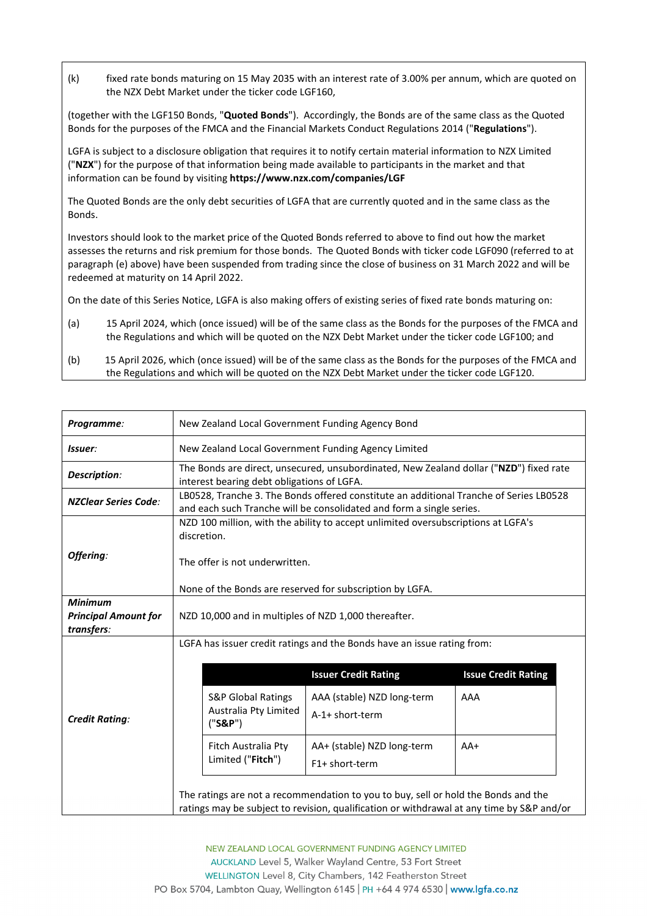(k) fixed rate bonds maturing on 15 May 2035 with an interest rate of 3.00% per annum, which are quoted on the NZX Debt Market under the ticker code LGF160,

(together with the LGF150 Bonds, "**Quoted Bonds**"). Accordingly, the Bonds are of the same class as the Quoted Bonds for the purposes of the FMCA and the Financial Markets Conduct Regulations 2014 ("**Regulations**").

LGFA is subject to a disclosure obligation that requires it to notify certain material information to NZX Limited ("**NZX**") for the purpose of that information being made available to participants in the market and that information can be found by visiting **https://www.nzx.com/companies/LGF**

The Quoted Bonds are the only debt securities of LGFA that are currently quoted and in the same class as the Bonds.

Investors should look to the market price of the Quoted Bonds referred to above to find out how the market assesses the returns and risk premium for those bonds. The Quoted Bonds with ticker code LGF090 (referred to at paragraph (e) above) have been suspended from trading since the close of business on 31 March 2022 and will be redeemed at maturity on 14 April 2022.

On the date of this Series Notice, LGFA is also making offers of existing series of fixed rate bonds maturing on:

(a) 15 April 2024, which (once issued) will be of the same class as the Bonds for the purposes of the FMCA and the Regulations and which will be quoted on the NZX Debt Market under the ticker code LGF100; and

(b) 15 April 2026, which (once issued) will be of the same class as the Bonds for the purposes of the FMCA and the Regulations and which will be quoted on the NZX Debt Market under the ticker code LGF120.

| | |
|---|---|
| ***Programme:*** | New Zealand Local Government Funding Agency Bond |
| ***Issuer:*** | New Zealand Local Government Funding Agency Limited |
| ***Description:*** | The Bonds are direct, unsecured, unsubordinated, New Zealand dollar ("**NZD**") fixed rate interest bearing debt obligations of LGFA. |
| ***NZClear Series Code:*** | LB0528, Tranche 3. The Bonds offered constitute an additional Tranche of Series LB0528 and each such Tranche will be consolidated and form a single series. |
| ***Offering:*** | NZD 100 million, with the ability to accept unlimited oversubscriptions at LGFA's discretion.<br><br>The offer is not underwritten.<br><br>None of the Bonds are reserved for subscription by LGFA. |
| ***Minimum Principal Amount for transfers:*** | NZD 10,000 and in multiples of NZD 1,000 thereafter. |
| ***Credit Rating:*** | LGFA has issuer credit ratings and the Bonds have an issue rating from: (see table below)<br><br>The ratings are not a recommendation to you to buy, sell or hold the Bonds and the ratings may be subject to revision, qualification or withdrawal at any time by S&P and/or |

| | Issuer Credit Rating | Issue Credit Rating |
|---|---|---|
| S&P Global Ratings Australia Pty Limited ("**S&P**") | AAA (stable) NZD long-term<br>A-1+ short-term | AAA |
| Fitch Australia Pty Limited ("**Fitch**") | AA+ (stable) NZD long-term<br>F1+ short-term | AA+ |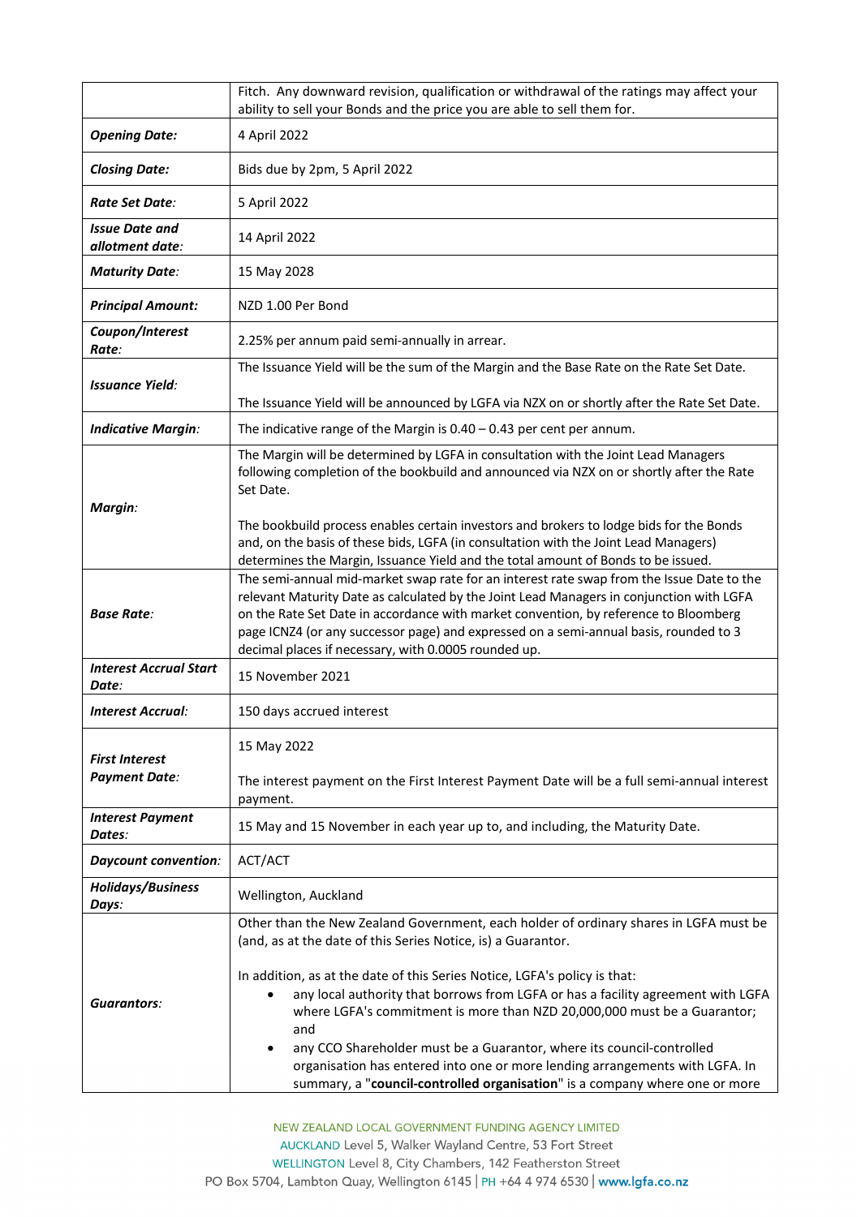| | |
|---|---|
| | Fitch. Any downward revision, qualification or withdrawal of the ratings may affect your ability to sell your Bonds and the price you are able to sell them for. |
| ***Opening Date:*** | 4 April 2022 |
| ***Closing Date:*** | Bids due by 2pm, 5 April 2022 |
| ***Rate Set Date:*** | 5 April 2022 |
| ***Issue Date and allotment date:*** | 14 April 2022 |
| ***Maturity Date:*** | 15 May 2028 |
| ***Principal Amount:*** | NZD 1.00 Per Bond |
| ***Coupon/Interest Rate:*** | 2.25% per annum paid semi-annually in arrear. |
| ***Issuance Yield:*** | The Issuance Yield will be the sum of the Margin and the Base Rate on the Rate Set Date.<br><br>The Issuance Yield will be announced by LGFA via NZX on or shortly after the Rate Set Date. |
| ***Indicative Margin:*** | The indicative range of the Margin is 0.40 – 0.43 per cent per annum. |
| ***Margin:*** | The Margin will be determined by LGFA in consultation with the Joint Lead Managers following completion of the bookbuild and announced via NZX on or shortly after the Rate Set Date.<br><br>The bookbuild process enables certain investors and brokers to lodge bids for the Bonds and, on the basis of these bids, LGFA (in consultation with the Joint Lead Managers) determines the Margin, Issuance Yield and the total amount of Bonds to be issued. |
| ***Base Rate:*** | The semi-annual mid-market swap rate for an interest rate swap from the Issue Date to the relevant Maturity Date as calculated by the Joint Lead Managers in conjunction with LGFA on the Rate Set Date in accordance with market convention, by reference to Bloomberg page ICNZ4 (or any successor page) and expressed on a semi-annual basis, rounded to 3 decimal places if necessary, with 0.0005 rounded up. |
| ***Interest Accrual Start Date:*** | 15 November 2021 |
| ***Interest Accrual:*** | 150 days accrued interest |
| ***First Interest Payment Date:*** | 15 May 2022<br><br>The interest payment on the First Interest Payment Date will be a full semi-annual interest payment. |
| ***Interest Payment Dates:*** | 15 May and 15 November in each year up to, and including, the Maturity Date. |
| ***Daycount convention:*** | ACT/ACT |
| ***Holidays/Business Days:*** | Wellington, Auckland |
| ***Guarantors:*** | Other than the New Zealand Government, each holder of ordinary shares in LGFA must be (and, as at the date of this Series Notice, is) a Guarantor.<br><br>In addition, as at the date of this Series Notice, LGFA's policy is that:<br>• any local authority that borrows from LGFA or has a facility agreement with LGFA where LGFA's commitment is more than NZD 20,000,000 must be a Guarantor; and<br>• any CCO Shareholder must be a Guarantor, where its council-controlled organisation has entered into one or more lending arrangements with LGFA. In summary, a "**council-controlled organisation**" is a company where one or more |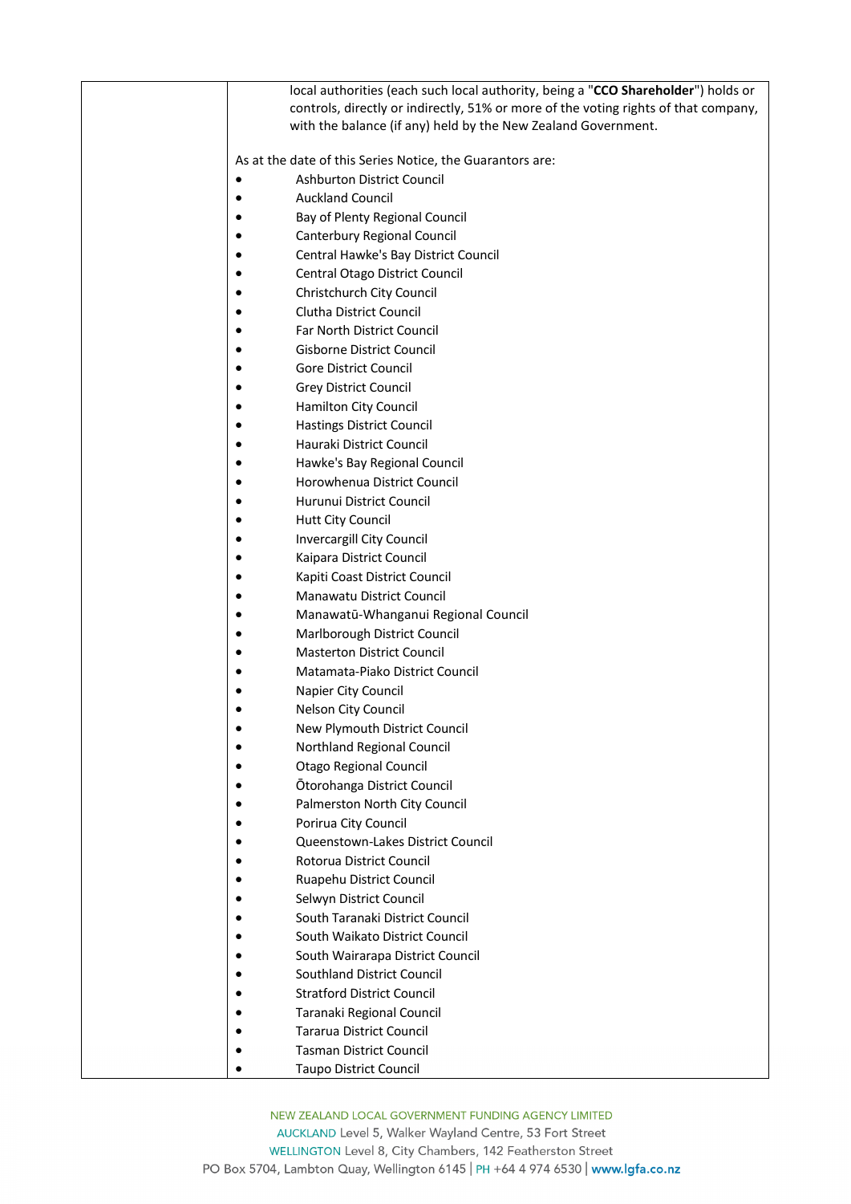| | local authorities (each such local authority, being a "**CCO Shareholder**") holds or controls, directly or indirectly, 51% or more of the voting rights of that company, with the balance (if any) held by the New Zealand Government.<br><br>As at the date of this Series Notice, the Guarantors are:<br>• Ashburton District Council<br>• Auckland Council<br>• Bay of Plenty Regional Council<br>• Canterbury Regional Council<br>• Central Hawke's Bay District Council<br>• Central Otago District Council<br>• Christchurch City Council<br>• Clutha District Council<br>• Far North District Council<br>• Gisborne District Council<br>• Gore District Council<br>• Grey District Council<br>• Hamilton City Council<br>• Hastings District Council<br>• Hauraki District Council<br>• Hawke's Bay Regional Council<br>• Horowhenua District Council<br>• Hurunui District Council<br>• Hutt City Council<br>• Invercargill City Council<br>• Kaipara District Council<br>• Kapiti Coast District Council<br>• Manawatu District Council<br>• Manawatū-Whanganui Regional Council<br>• Marlborough District Council<br>• Masterton District Council<br>• Matamata-Piako District Council<br>• Napier City Council<br>• Nelson City Council<br>• New Plymouth District Council<br>• Northland Regional Council<br>• Otago Regional Council<br>• Ōtorohanga District Council<br>• Palmerston North City Council<br>• Porirua City Council<br>• Queenstown-Lakes District Council<br>• Rotorua District Council<br>• Ruapehu District Council<br>• Selwyn District Council<br>• South Taranaki District Council<br>• South Waikato District Council<br>• South Wairarapa District Council<br>• Southland District Council<br>• Stratford District Council<br>• Taranaki Regional Council<br>• Tararua District Council<br>• Tasman District Council<br>• Taupo District Council |
|---|---|

NEW ZEALAND LOCAL GOVERNMENT FUNDING AGENCY LIMITED
AUCKLAND Level 5, Walker Wayland Centre, 53 Fort Street
WELLINGTON Level 8, City Chambers, 142 Featherston Street
PO Box 5704, Lambton Quay, Wellington 6145 | PH +64 4 974 6530 | www.lgfa.co.nz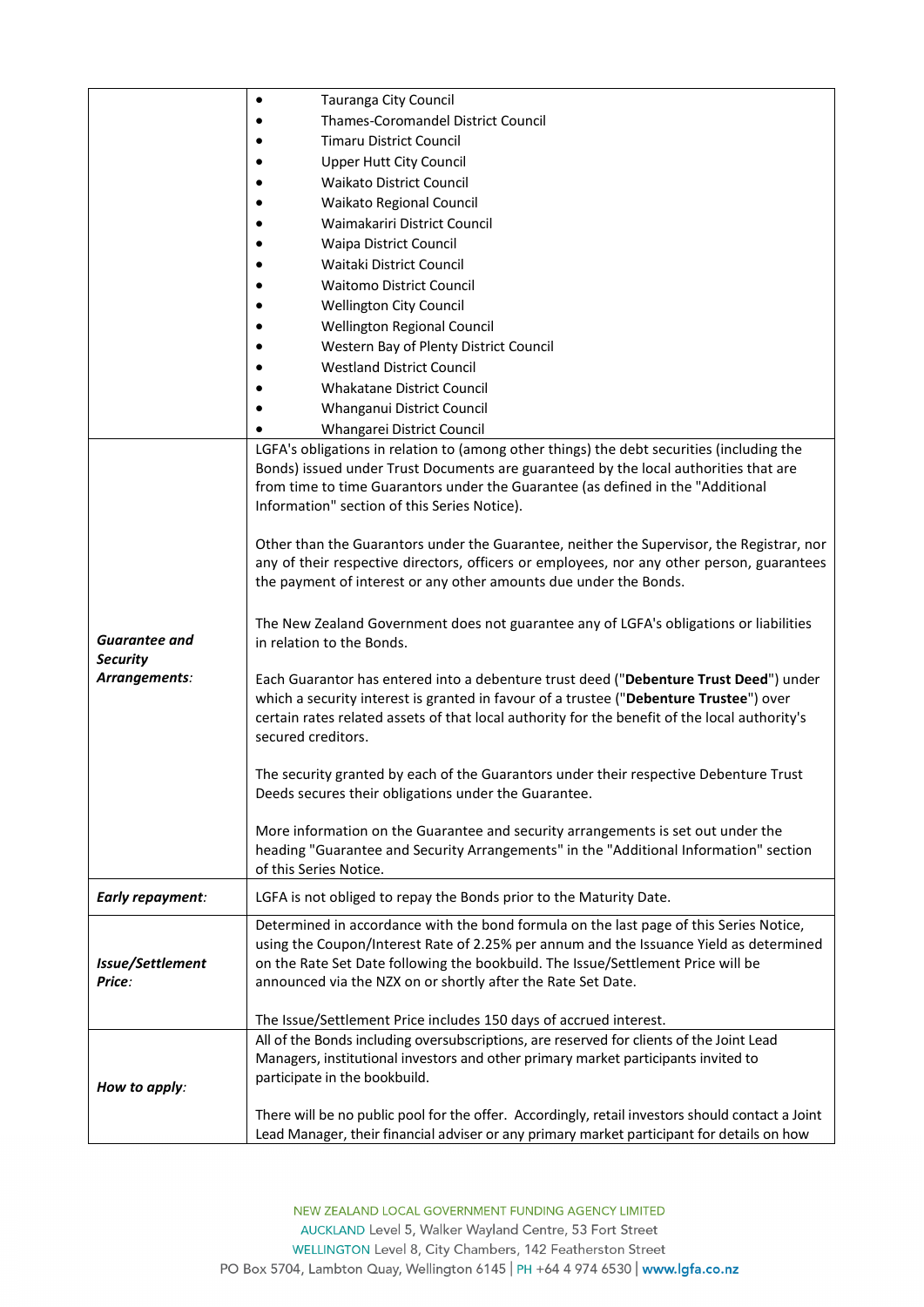| | |
|---|---|
| | • Tauranga City Council<br>• Thames-Coromandel District Council<br>• Timaru District Council<br>• Upper Hutt City Council<br>• Waikato District Council<br>• Waikato Regional Council<br>• Waimakariri District Council<br>• Waipa District Council<br>• Waitaki District Council<br>• Waitomo District Council<br>• Wellington City Council<br>• Wellington Regional Council<br>• Western Bay of Plenty District Council<br>• Westland District Council<br>• Whakatane District Council<br>• Whanganui District Council<br>• Whangarei District Council |
| ***Guarantee and Security Arrangements:*** | LGFA's obligations in relation to (among other things) the debt securities (including the Bonds) issued under Trust Documents are guaranteed by the local authorities that are from time to time Guarantors under the Guarantee (as defined in the "Additional Information" section of this Series Notice).<br><br>Other than the Guarantors under the Guarantee, neither the Supervisor, the Registrar, nor any of their respective directors, officers or employees, nor any other person, guarantees the payment of interest or any other amounts due under the Bonds.<br><br>The New Zealand Government does not guarantee any of LGFA's obligations or liabilities in relation to the Bonds.<br><br>Each Guarantor has entered into a debenture trust deed ("**Debenture Trust Deed**") under which a security interest is granted in favour of a trustee ("**Debenture Trustee**") over certain rates related assets of that local authority for the benefit of the local authority's secured creditors.<br><br>The security granted by each of the Guarantors under their respective Debenture Trust Deeds secures their obligations under the Guarantee.<br><br>More information on the Guarantee and security arrangements is set out under the heading "Guarantee and Security Arrangements" in the "Additional Information" section of this Series Notice. |
| ***Early repayment:*** | LGFA is not obliged to repay the Bonds prior to the Maturity Date. |
| ***Issue/Settlement Price:*** | Determined in accordance with the bond formula on the last page of this Series Notice, using the Coupon/Interest Rate of 2.25% per annum and the Issuance Yield as determined on the Rate Set Date following the bookbuild. The Issue/Settlement Price will be announced via the NZX on or shortly after the Rate Set Date.<br><br>The Issue/Settlement Price includes 150 days of accrued interest. |
| ***How to apply:*** | All of the Bonds including oversubscriptions, are reserved for clients of the Joint Lead Managers, institutional investors and other primary market participants invited to participate in the bookbuild.<br><br>There will be no public pool for the offer. Accordingly, retail investors should contact a Joint Lead Manager, their financial adviser or any primary market participant for details on how |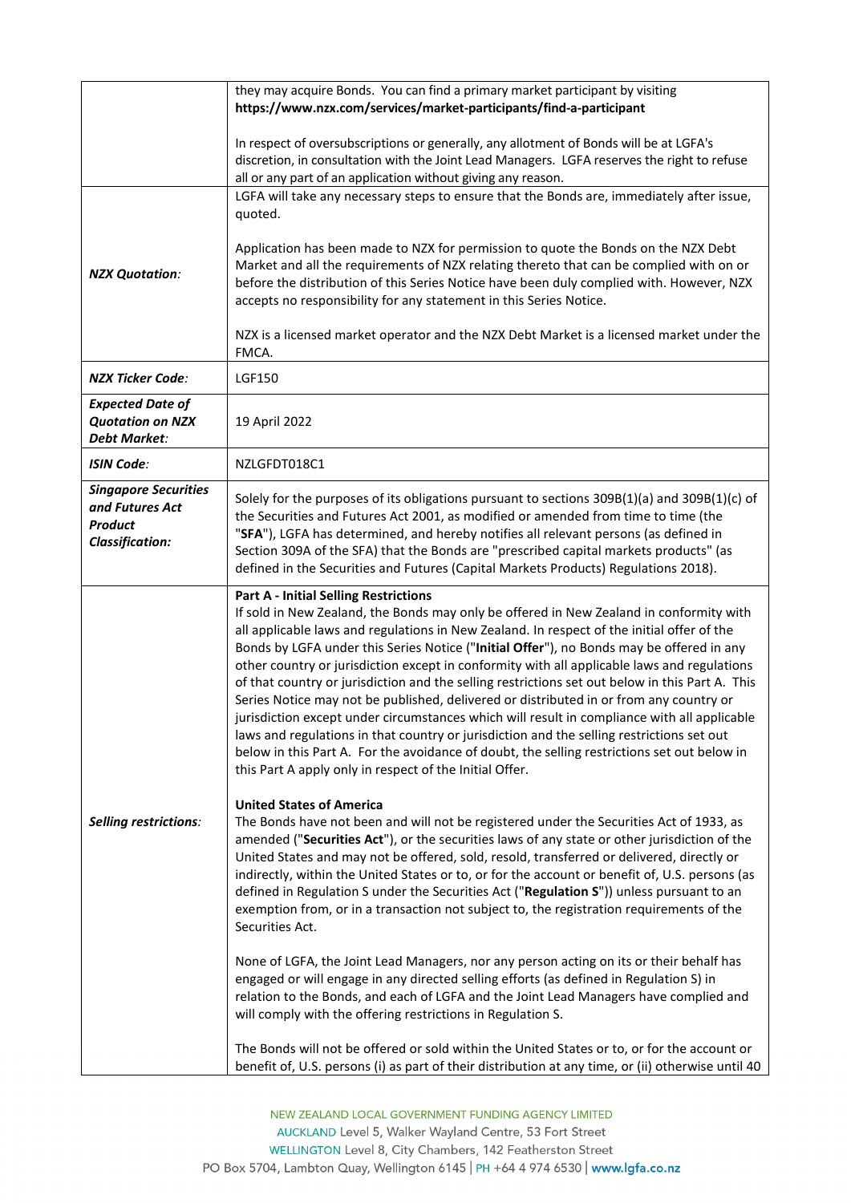| | |
|---|---|
| | they may acquire Bonds. You can find a primary market participant by visiting **https://www.nzx.com/services/market-participants/find-a-participant**<br><br>In respect of oversubscriptions or generally, any allotment of Bonds will be at LGFA's discretion, in consultation with the Joint Lead Managers. LGFA reserves the right to refuse all or any part of an application without giving any reason. |
| ***NZX Quotation:*** | LGFA will take any necessary steps to ensure that the Bonds are, immediately after issue, quoted.<br><br>Application has been made to NZX for permission to quote the Bonds on the NZX Debt Market and all the requirements of NZX relating thereto that can be complied with on or before the distribution of this Series Notice have been duly complied with. However, NZX accepts no responsibility for any statement in this Series Notice.<br><br>NZX is a licensed market operator and the NZX Debt Market is a licensed market under the FMCA. |
| ***NZX Ticker Code:*** | LGF150 |
| ***Expected Date of Quotation on NZX Debt Market:*** | 19 April 2022 |
| ***ISIN Code:*** | NZLGFDT018C1 |
| ***Singapore Securities and Futures Act Product Classification:*** | Solely for the purposes of its obligations pursuant to sections 309B(1)(a) and 309B(1)(c) of the Securities and Futures Act 2001, as modified or amended from time to time (the "**SFA**"), LGFA has determined, and hereby notifies all relevant persons (as defined in Section 309A of the SFA) that the Bonds are "prescribed capital markets products" (as defined in the Securities and Futures (Capital Markets Products) Regulations 2018). |
| ***Selling restrictions:*** | **Part A - Initial Selling Restrictions**<br>If sold in New Zealand, the Bonds may only be offered in New Zealand in conformity with all applicable laws and regulations in New Zealand. In respect of the initial offer of the Bonds by LGFA under this Series Notice ("**Initial Offer**"), no Bonds may be offered in any other country or jurisdiction except in conformity with all applicable laws and regulations of that country or jurisdiction and the selling restrictions set out below in this Part A. This Series Notice may not be published, delivered or distributed in or from any country or jurisdiction except under circumstances which will result in compliance with all applicable laws and regulations in that country or jurisdiction and the selling restrictions set out below in this Part A. For the avoidance of doubt, the selling restrictions set out below in this Part A apply only in respect of the Initial Offer.<br><br>**United States of America**<br>The Bonds have not been and will not be registered under the Securities Act of 1933, as amended ("**Securities Act**"), or the securities laws of any state or other jurisdiction of the United States and may not be offered, sold, resold, transferred or delivered, directly or indirectly, within the United States or to, or for the account or benefit of, U.S. persons (as defined in Regulation S under the Securities Act ("**Regulation S**")) unless pursuant to an exemption from, or in a transaction not subject to, the registration requirements of the Securities Act.<br><br>None of LGFA, the Joint Lead Managers, nor any person acting on its or their behalf has engaged or will engage in any directed selling efforts (as defined in Regulation S) in relation to the Bonds, and each of LGFA and the Joint Lead Managers have complied and will comply with the offering restrictions in Regulation S.<br><br>The Bonds will not be offered or sold within the United States or to, or for the account or benefit of, U.S. persons (i) as part of their distribution at any time, or (ii) otherwise until 40 |

NEW ZEALAND LOCAL GOVERNMENT FUNDING AGENCY LIMITED
AUCKLAND Level 5, Walker Wayland Centre, 53 Fort Street
WELLINGTON Level 8, City Chambers, 142 Featherston Street
PO Box 5704, Lambton Quay, Wellington 6145 | PH +64 4 974 6530 | www.lgfa.co.nz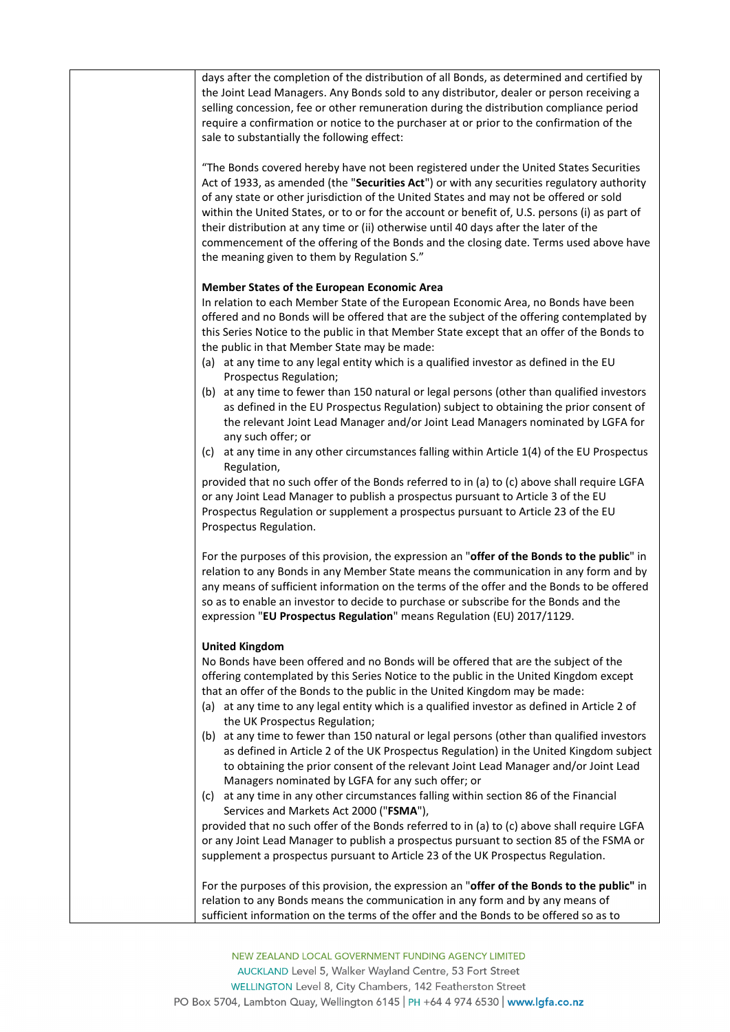days after the completion of the distribution of all Bonds, as determined and certified by the Joint Lead Managers. Any Bonds sold to any distributor, dealer or person receiving a selling concession, fee or other remuneration during the distribution compliance period require a confirmation or notice to the purchaser at or prior to the confirmation of the sale to substantially the following effect:

"The Bonds covered hereby have not been registered under the United States Securities Act of 1933, as amended (the "**Securities Act**") or with any securities regulatory authority of any state or other jurisdiction of the United States and may not be offered or sold within the United States, or to or for the account or benefit of, U.S. persons (i) as part of their distribution at any time or (ii) otherwise until 40 days after the later of the commencement of the offering of the Bonds and the closing date. Terms used above have the meaning given to them by Regulation S."

**Member States of the European Economic Area**

In relation to each Member State of the European Economic Area, no Bonds have been offered and no Bonds will be offered that are the subject of the offering contemplated by this Series Notice to the public in that Member State except that an offer of the Bonds to the public in that Member State may be made:

(a) at any time to any legal entity which is a qualified investor as defined in the EU Prospectus Regulation;

(b) at any time to fewer than 150 natural or legal persons (other than qualified investors as defined in the EU Prospectus Regulation) subject to obtaining the prior consent of the relevant Joint Lead Manager and/or Joint Lead Managers nominated by LGFA for any such offer; or

(c) at any time in any other circumstances falling within Article 1(4) of the EU Prospectus Regulation,

provided that no such offer of the Bonds referred to in (a) to (c) above shall require LGFA or any Joint Lead Manager to publish a prospectus pursuant to Article 3 of the EU Prospectus Regulation or supplement a prospectus pursuant to Article 23 of the EU Prospectus Regulation.

For the purposes of this provision, the expression an "**offer of the Bonds to the public**" in relation to any Bonds in any Member State means the communication in any form and by any means of sufficient information on the terms of the offer and the Bonds to be offered so as to enable an investor to decide to purchase or subscribe for the Bonds and the expression "**EU Prospectus Regulation**" means Regulation (EU) 2017/1129.

**United Kingdom**

No Bonds have been offered and no Bonds will be offered that are the subject of the offering contemplated by this Series Notice to the public in the United Kingdom except that an offer of the Bonds to the public in the United Kingdom may be made:

(a) at any time to any legal entity which is a qualified investor as defined in Article 2 of the UK Prospectus Regulation;

(b) at any time to fewer than 150 natural or legal persons (other than qualified investors as defined in Article 2 of the UK Prospectus Regulation) in the United Kingdom subject to obtaining the prior consent of the relevant Joint Lead Manager and/or Joint Lead Managers nominated by LGFA for any such offer; or

(c) at any time in any other circumstances falling within section 86 of the Financial Services and Markets Act 2000 ("**FSMA**"),

provided that no such offer of the Bonds referred to in (a) to (c) above shall require LGFA or any Joint Lead Manager to publish a prospectus pursuant to section 85 of the FSMA or supplement a prospectus pursuant to Article 23 of the UK Prospectus Regulation.

For the purposes of this provision, the expression an "**offer of the Bonds to the public"** in relation to any Bonds means the communication in any form and by any means of sufficient information on the terms of the offer and the Bonds to be offered so as to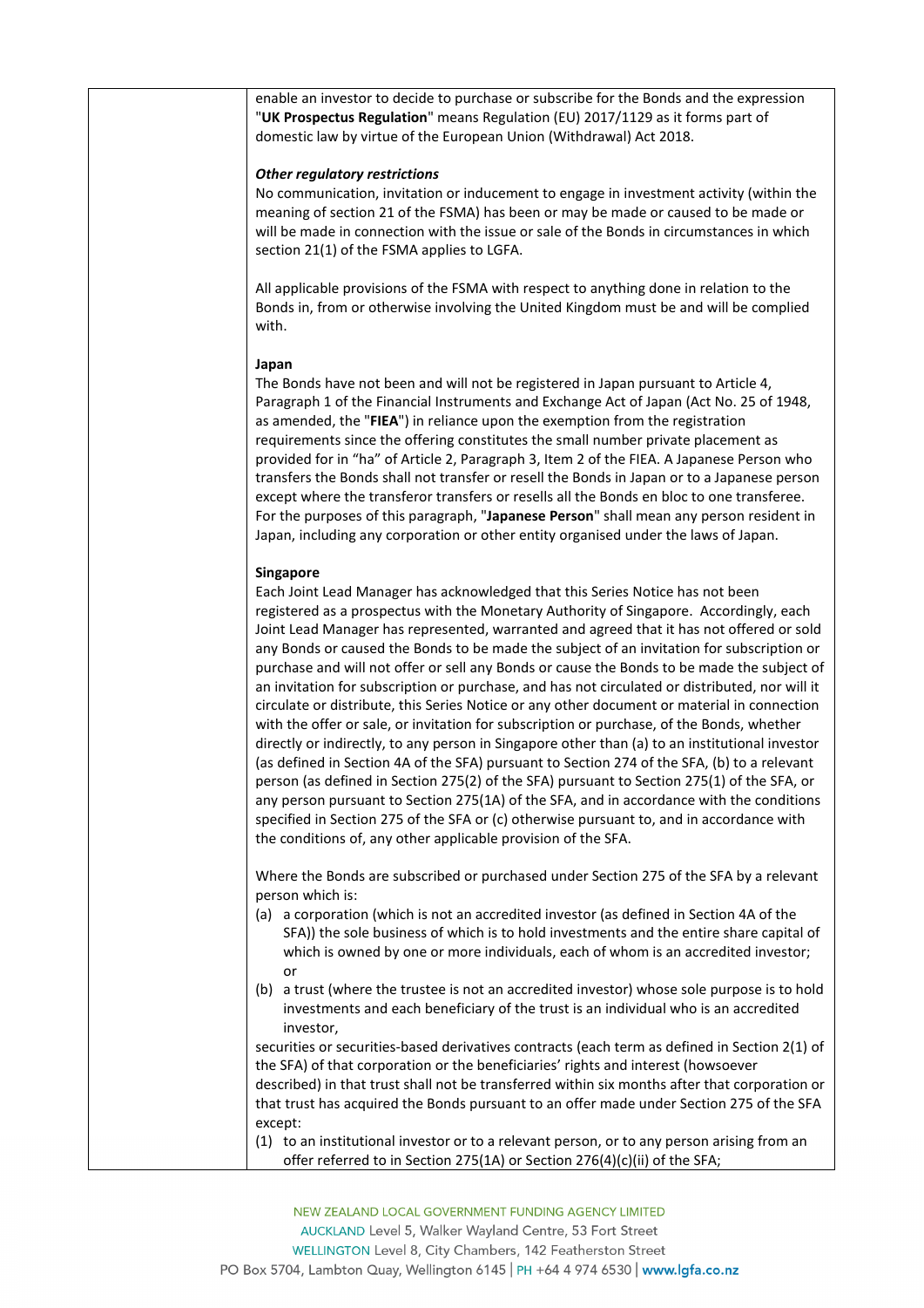| | enable an investor to decide to purchase or subscribe for the Bonds and the expression "**UK Prospectus Regulation**" means Regulation (EU) 2017/1129 as it forms part of domestic law by virtue of the European Union (Withdrawal) Act 2018.<br><br>***Other regulatory restrictions***<br>No communication, invitation or inducement to engage in investment activity (within the meaning of section 21 of the FSMA) has been or may be made or caused to be made or will be made in connection with the issue or sale of the Bonds in circumstances in which section 21(1) of the FSMA applies to LGFA.<br><br>All applicable provisions of the FSMA with respect to anything done in relation to the Bonds in, from or otherwise involving the United Kingdom must be and will be complied with.<br><br>**Japan**<br>The Bonds have not been and will not be registered in Japan pursuant to Article 4, Paragraph 1 of the Financial Instruments and Exchange Act of Japan (Act No. 25 of 1948, as amended, the "**FIEA**") in reliance upon the exemption from the registration requirements since the offering constitutes the small number private placement as provided for in "ha" of Article 2, Paragraph 3, Item 2 of the FIEA. A Japanese Person who transfers the Bonds shall not transfer or resell the Bonds in Japan or to a Japanese person except where the transferor transfers or resells all the Bonds en bloc to one transferee. For the purposes of this paragraph, "**Japanese Person**" shall mean any person resident in Japan, including any corporation or other entity organised under the laws of Japan.<br><br>**Singapore**<br>Each Joint Lead Manager has acknowledged that this Series Notice has not been registered as a prospectus with the Monetary Authority of Singapore. Accordingly, each Joint Lead Manager has represented, warranted and agreed that it has not offered or sold any Bonds or caused the Bonds to be made the subject of an invitation for subscription or purchase and will not offer or sell any Bonds or cause the Bonds to be made the subject of an invitation for subscription or purchase, and has not circulated or distributed, nor will it circulate or distribute, this Series Notice or any other document or material in connection with the offer or sale, or invitation for subscription or purchase, of the Bonds, whether directly or indirectly, to any person in Singapore other than (a) to an institutional investor (as defined in Section 4A of the SFA) pursuant to Section 274 of the SFA, (b) to a relevant person (as defined in Section 275(2) of the SFA) pursuant to Section 275(1) of the SFA, or any person pursuant to Section 275(1A) of the SFA, and in accordance with the conditions specified in Section 275 of the SFA or (c) otherwise pursuant to, and in accordance with the conditions of, any other applicable provision of the SFA.<br><br>Where the Bonds are subscribed or purchased under Section 275 of the SFA by a relevant person which is:<br>(a) a corporation (which is not an accredited investor (as defined in Section 4A of the SFA)) the sole business of which is to hold investments and the entire share capital of which is owned by one or more individuals, each of whom is an accredited investor; or<br>(b) a trust (where the trustee is not an accredited investor) whose sole purpose is to hold investments and each beneficiary of the trust is an individual who is an accredited investor,<br>securities or securities-based derivatives contracts (each term as defined in Section 2(1) of the SFA) of that corporation or the beneficiaries' rights and interest (howsoever described) in that trust shall not be transferred within six months after that corporation or that trust has acquired the Bonds pursuant to an offer made under Section 275 of the SFA except:<br>(1) to an institutional investor or to a relevant person, or to any person arising from an offer referred to in Section 275(1A) or Section 276(4)(c)(ii) of the SFA; |
|---|---|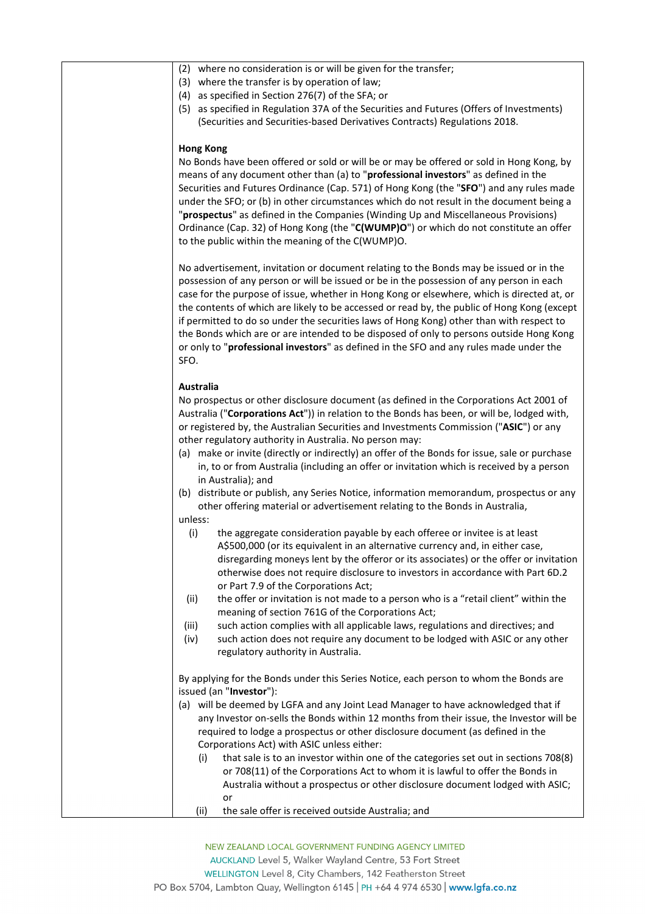(2) where no consideration is or will be given for the transfer;
(3) where the transfer is by operation of law;
(4) as specified in Section 276(7) of the SFA; or
(5) as specified in Regulation 37A of the Securities and Futures (Offers of Investments) (Securities and Securities-based Derivatives Contracts) Regulations 2018.

**Hong Kong**

No Bonds have been offered or sold or will be or may be offered or sold in Hong Kong, by means of any document other than (a) to "**professional investors**" as defined in the Securities and Futures Ordinance (Cap. 571) of Hong Kong (the "**SFO**") and any rules made under the SFO; or (b) in other circumstances which do not result in the document being a "**prospectus**" as defined in the Companies (Winding Up and Miscellaneous Provisions) Ordinance (Cap. 32) of Hong Kong (the "**C(WUMP)O**") or which do not constitute an offer to the public within the meaning of the C(WUMP)O.

No advertisement, invitation or document relating to the Bonds may be issued or in the possession of any person or will be issued or be in the possession of any person in each case for the purpose of issue, whether in Hong Kong or elsewhere, which is directed at, or the contents of which are likely to be accessed or read by, the public of Hong Kong (except if permitted to do so under the securities laws of Hong Kong) other than with respect to the Bonds which are or are intended to be disposed of only to persons outside Hong Kong or only to "**professional investors**" as defined in the SFO and any rules made under the SFO.

**Australia**

No prospectus or other disclosure document (as defined in the Corporations Act 2001 of Australia ("**Corporations Act**")) in relation to the Bonds has been, or will be, lodged with, or registered by, the Australian Securities and Investments Commission ("**ASIC**") or any other regulatory authority in Australia. No person may:

(a) make or invite (directly or indirectly) an offer of the Bonds for issue, sale or purchase in, to or from Australia (including an offer or invitation which is received by a person in Australia); and
(b) distribute or publish, any Series Notice, information memorandum, prospectus or any other offering material or advertisement relating to the Bonds in Australia,

unless:

(i) the aggregate consideration payable by each offeree or invitee is at least A$500,000 (or its equivalent in an alternative currency and, in either case, disregarding moneys lent by the offeror or its associates) or the offer or invitation otherwise does not require disclosure to investors in accordance with Part 6D.2 or Part 7.9 of the Corporations Act;
(ii) the offer or invitation is not made to a person who is a "retail client" within the meaning of section 761G of the Corporations Act;
(iii) such action complies with all applicable laws, regulations and directives; and
(iv) such action does not require any document to be lodged with ASIC or any other regulatory authority in Australia.

By applying for the Bonds under this Series Notice, each person to whom the Bonds are issued (an "**Investor**"):

(a) will be deemed by LGFA and any Joint Lead Manager to have acknowledged that if any Investor on-sells the Bonds within 12 months from their issue, the Investor will be required to lodge a prospectus or other disclosure document (as defined in the Corporations Act) with ASIC unless either:
   (i) that sale is to an investor within one of the categories set out in sections 708(8) or 708(11) of the Corporations Act to whom it is lawful to offer the Bonds in Australia without a prospectus or other disclosure document lodged with ASIC; or
   (ii) the sale offer is received outside Australia; and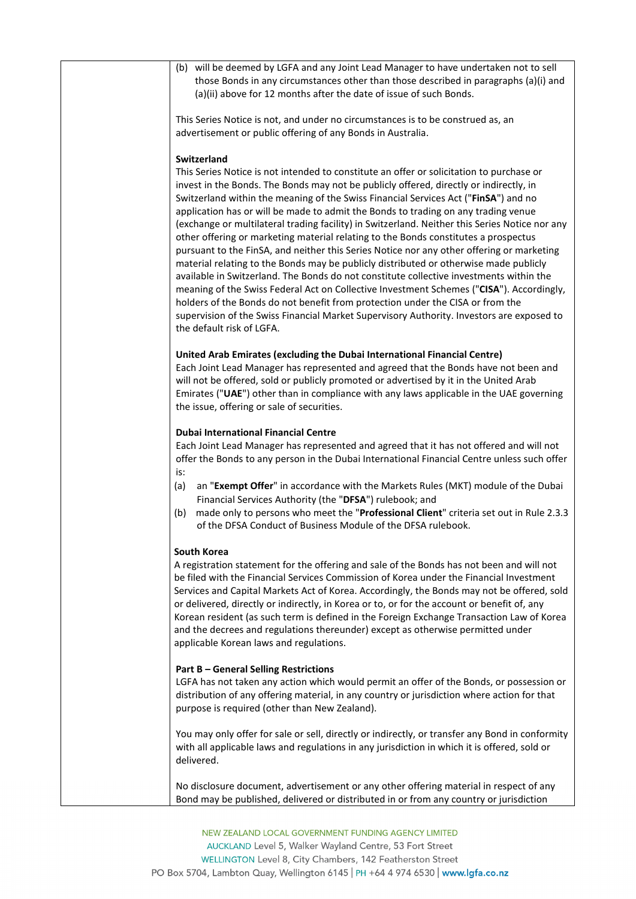(b) will be deemed by LGFA and any Joint Lead Manager to have undertaken not to sell those Bonds in any circumstances other than those described in paragraphs (a)(i) and (a)(ii) above for 12 months after the date of issue of such Bonds.

This Series Notice is not, and under no circumstances is to be construed as, an advertisement or public offering of any Bonds in Australia.

**Switzerland**

This Series Notice is not intended to constitute an offer or solicitation to purchase or invest in the Bonds. The Bonds may not be publicly offered, directly or indirectly, in Switzerland within the meaning of the Swiss Financial Services Act ("**FinSA**") and no application has or will be made to admit the Bonds to trading on any trading venue (exchange or multilateral trading facility) in Switzerland. Neither this Series Notice nor any other offering or marketing material relating to the Bonds constitutes a prospectus pursuant to the FinSA, and neither this Series Notice nor any other offering or marketing material relating to the Bonds may be publicly distributed or otherwise made publicly available in Switzerland. The Bonds do not constitute collective investments within the meaning of the Swiss Federal Act on Collective Investment Schemes ("**CISA**"). Accordingly, holders of the Bonds do not benefit from protection under the CISA or from the supervision of the Swiss Financial Market Supervisory Authority. Investors are exposed to the default risk of LGFA.

**United Arab Emirates (excluding the Dubai International Financial Centre)**

Each Joint Lead Manager has represented and agreed that the Bonds have not been and will not be offered, sold or publicly promoted or advertised by it in the United Arab Emirates ("**UAE**") other than in compliance with any laws applicable in the UAE governing the issue, offering or sale of securities.

**Dubai International Financial Centre**

Each Joint Lead Manager has represented and agreed that it has not offered and will not offer the Bonds to any person in the Dubai International Financial Centre unless such offer is:

(a) an "**Exempt Offer**" in accordance with the Markets Rules (MKT) module of the Dubai Financial Services Authority (the "**DFSA**") rulebook; and

(b) made only to persons who meet the "**Professional Client**" criteria set out in Rule 2.3.3 of the DFSA Conduct of Business Module of the DFSA rulebook.

**South Korea**

A registration statement for the offering and sale of the Bonds has not been and will not be filed with the Financial Services Commission of Korea under the Financial Investment Services and Capital Markets Act of Korea. Accordingly, the Bonds may not be offered, sold or delivered, directly or indirectly, in Korea or to, or for the account or benefit of, any Korean resident (as such term is defined in the Foreign Exchange Transaction Law of Korea and the decrees and regulations thereunder) except as otherwise permitted under applicable Korean laws and regulations.

**Part B – General Selling Restrictions**

LGFA has not taken any action which would permit an offer of the Bonds, or possession or distribution of any offering material, in any country or jurisdiction where action for that purpose is required (other than New Zealand).

You may only offer for sale or sell, directly or indirectly, or transfer any Bond in conformity with all applicable laws and regulations in any jurisdiction in which it is offered, sold or delivered.

No disclosure document, advertisement or any other offering material in respect of any Bond may be published, delivered or distributed in or from any country or jurisdiction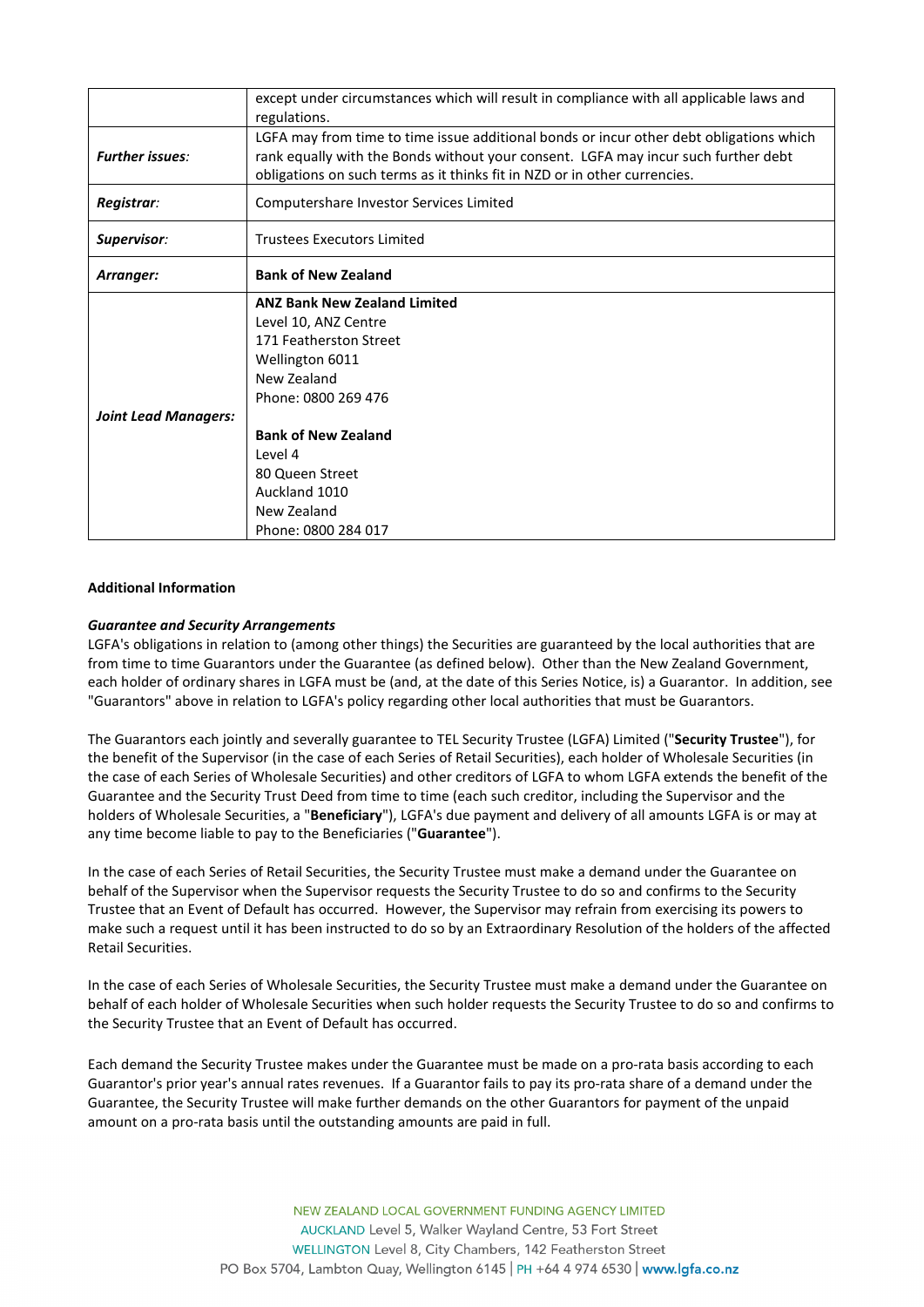| | |
|---|---|
| | except under circumstances which will result in compliance with all applicable laws and regulations. |
| ***Further issues:*** | LGFA may from time to time issue additional bonds or incur other debt obligations which rank equally with the Bonds without your consent. LGFA may incur such further debt obligations on such terms as it thinks fit in NZD or in other currencies. |
| ***Registrar:*** | Computershare Investor Services Limited |
| ***Supervisor:*** | Trustees Executors Limited |
| ***Arranger:*** | **Bank of New Zealand** |
| ***Joint Lead Managers:*** | **ANZ Bank New Zealand Limited**<br>Level 10, ANZ Centre<br>171 Featherston Street<br>Wellington 6011<br>New Zealand<br>Phone: 0800 269 476<br><br>**Bank of New Zealand**<br>Level 4<br>80 Queen Street<br>Auckland 1010<br>New Zealand<br>Phone: 0800 284 017 |

**Additional Information**

***Guarantee and Security Arrangements***

LGFA's obligations in relation to (among other things) the Securities are guaranteed by the local authorities that are from time to time Guarantors under the Guarantee (as defined below). Other than the New Zealand Government, each holder of ordinary shares in LGFA must be (and, at the date of this Series Notice, is) a Guarantor. In addition, see "Guarantors" above in relation to LGFA's policy regarding other local authorities that must be Guarantors.

The Guarantors each jointly and severally guarantee to TEL Security Trustee (LGFA) Limited ("**Security Trustee**"), for the benefit of the Supervisor (in the case of each Series of Retail Securities), each holder of Wholesale Securities (in the case of each Series of Wholesale Securities) and other creditors of LGFA to whom LGFA extends the benefit of the Guarantee and the Security Trust Deed from time to time (each such creditor, including the Supervisor and the holders of Wholesale Securities, a "**Beneficiary**"), LGFA's due payment and delivery of all amounts LGFA is or may at any time become liable to pay to the Beneficiaries ("**Guarantee**").

In the case of each Series of Retail Securities, the Security Trustee must make a demand under the Guarantee on behalf of the Supervisor when the Supervisor requests the Security Trustee to do so and confirms to the Security Trustee that an Event of Default has occurred. However, the Supervisor may refrain from exercising its powers to make such a request until it has been instructed to do so by an Extraordinary Resolution of the holders of the affected Retail Securities.

In the case of each Series of Wholesale Securities, the Security Trustee must make a demand under the Guarantee on behalf of each holder of Wholesale Securities when such holder requests the Security Trustee to do so and confirms to the Security Trustee that an Event of Default has occurred.

Each demand the Security Trustee makes under the Guarantee must be made on a pro-rata basis according to each Guarantor's prior year's annual rates revenues. If a Guarantor fails to pay its pro-rata share of a demand under the Guarantee, the Security Trustee will make further demands on the other Guarantors for payment of the unpaid amount on a pro-rata basis until the outstanding amounts are paid in full.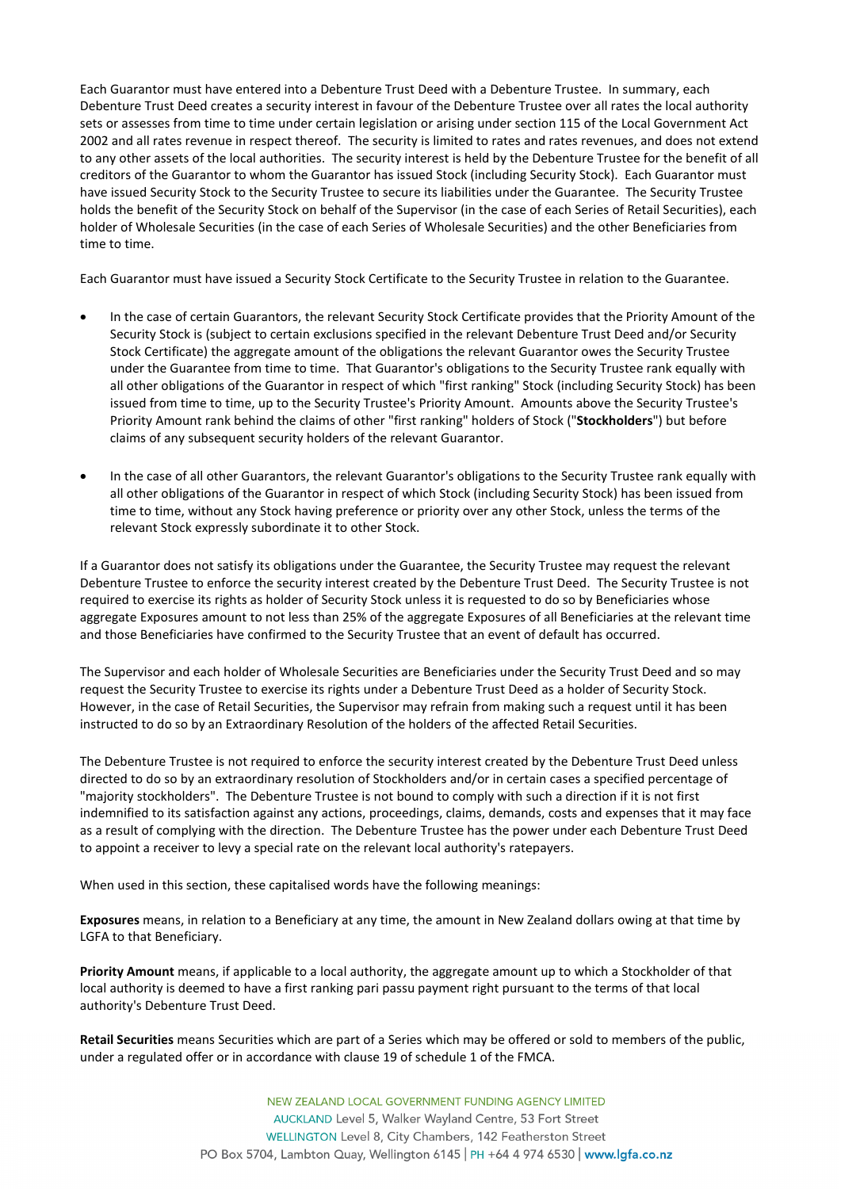Each Guarantor must have entered into a Debenture Trust Deed with a Debenture Trustee. In summary, each Debenture Trust Deed creates a security interest in favour of the Debenture Trustee over all rates the local authority sets or assesses from time to time under certain legislation or arising under section 115 of the Local Government Act 2002 and all rates revenue in respect thereof. The security is limited to rates and rates revenues, and does not extend to any other assets of the local authorities. The security interest is held by the Debenture Trustee for the benefit of all creditors of the Guarantor to whom the Guarantor has issued Stock (including Security Stock). Each Guarantor must have issued Security Stock to the Security Trustee to secure its liabilities under the Guarantee. The Security Trustee holds the benefit of the Security Stock on behalf of the Supervisor (in the case of each Series of Retail Securities), each holder of Wholesale Securities (in the case of each Series of Wholesale Securities) and the other Beneficiaries from time to time.

Each Guarantor must have issued a Security Stock Certificate to the Security Trustee in relation to the Guarantee.

- In the case of certain Guarantors, the relevant Security Stock Certificate provides that the Priority Amount of the Security Stock is (subject to certain exclusions specified in the relevant Debenture Trust Deed and/or Security Stock Certificate) the aggregate amount of the obligations the relevant Guarantor owes the Security Trustee under the Guarantee from time to time. That Guarantor's obligations to the Security Trustee rank equally with all other obligations of the Guarantor in respect of which "first ranking" Stock (including Security Stock) has been issued from time to time, up to the Security Trustee's Priority Amount. Amounts above the Security Trustee's Priority Amount rank behind the claims of other "first ranking" holders of Stock ("**Stockholders**") but before claims of any subsequent security holders of the relevant Guarantor.

- In the case of all other Guarantors, the relevant Guarantor's obligations to the Security Trustee rank equally with all other obligations of the Guarantor in respect of which Stock (including Security Stock) has been issued from time to time, without any Stock having preference or priority over any other Stock, unless the terms of the relevant Stock expressly subordinate it to other Stock.

If a Guarantor does not satisfy its obligations under the Guarantee, the Security Trustee may request the relevant Debenture Trustee to enforce the security interest created by the Debenture Trust Deed. The Security Trustee is not required to exercise its rights as holder of Security Stock unless it is requested to do so by Beneficiaries whose aggregate Exposures amount to not less than 25% of the aggregate Exposures of all Beneficiaries at the relevant time and those Beneficiaries have confirmed to the Security Trustee that an event of default has occurred.

The Supervisor and each holder of Wholesale Securities are Beneficiaries under the Security Trust Deed and so may request the Security Trustee to exercise its rights under a Debenture Trust Deed as a holder of Security Stock. However, in the case of Retail Securities, the Supervisor may refrain from making such a request until it has been instructed to do so by an Extraordinary Resolution of the holders of the affected Retail Securities.

The Debenture Trustee is not required to enforce the security interest created by the Debenture Trust Deed unless directed to do so by an extraordinary resolution of Stockholders and/or in certain cases a specified percentage of "majority stockholders". The Debenture Trustee is not bound to comply with such a direction if it is not first indemnified to its satisfaction against any actions, proceedings, claims, demands, costs and expenses that it may face as a result of complying with the direction. The Debenture Trustee has the power under each Debenture Trust Deed to appoint a receiver to levy a special rate on the relevant local authority's ratepayers.

When used in this section, these capitalised words have the following meanings:

**Exposures** means, in relation to a Beneficiary at any time, the amount in New Zealand dollars owing at that time by LGFA to that Beneficiary.

**Priority Amount** means, if applicable to a local authority, the aggregate amount up to which a Stockholder of that local authority is deemed to have a first ranking pari passu payment right pursuant to the terms of that local authority's Debenture Trust Deed.

**Retail Securities** means Securities which are part of a Series which may be offered or sold to members of the public, under a regulated offer or in accordance with clause 19 of schedule 1 of the FMCA.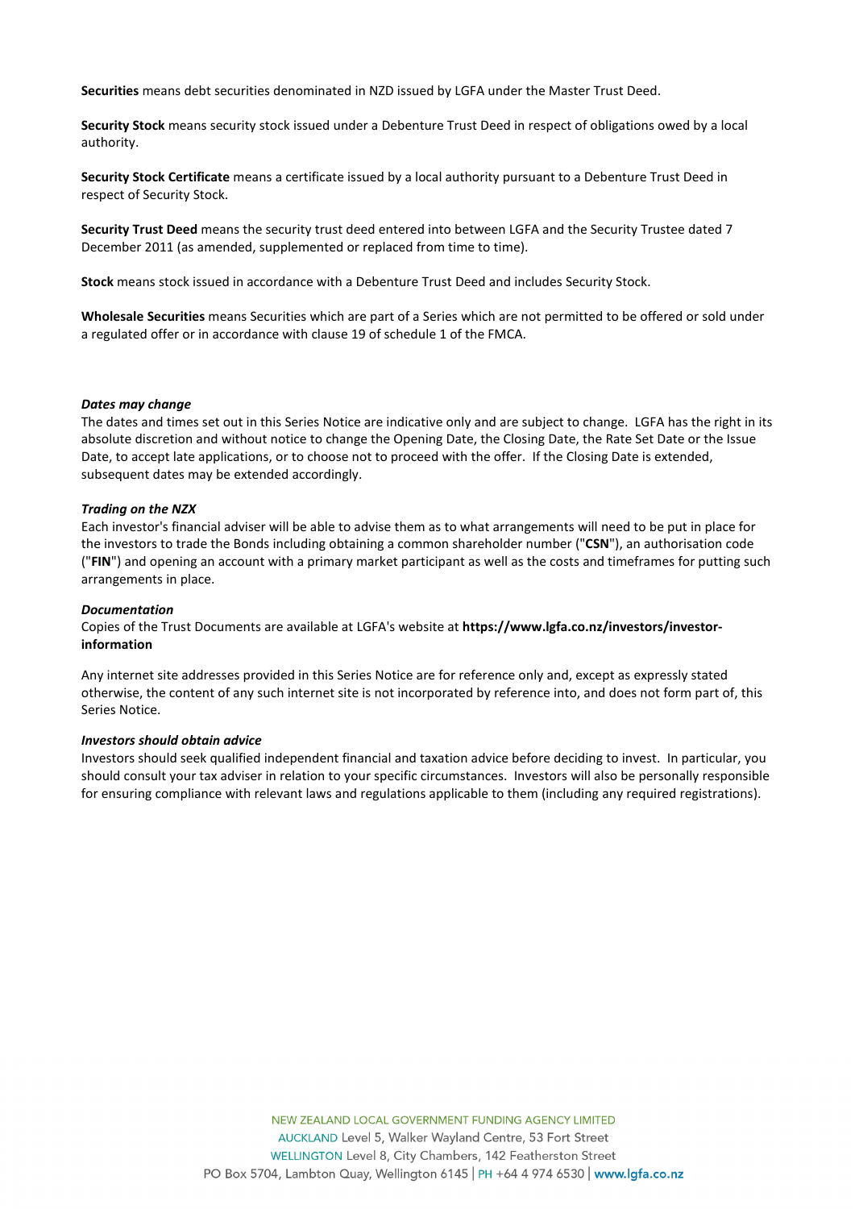**Securities** means debt securities denominated in NZD issued by LGFA under the Master Trust Deed.

**Security Stock** means security stock issued under a Debenture Trust Deed in respect of obligations owed by a local authority.

**Security Stock Certificate** means a certificate issued by a local authority pursuant to a Debenture Trust Deed in respect of Security Stock.

**Security Trust Deed** means the security trust deed entered into between LGFA and the Security Trustee dated 7 December 2011 (as amended, supplemented or replaced from time to time).

**Stock** means stock issued in accordance with a Debenture Trust Deed and includes Security Stock.

**Wholesale Securities** means Securities which are part of a Series which are not permitted to be offered or sold under a regulated offer or in accordance with clause 19 of schedule 1 of the FMCA.

***Dates may change***

The dates and times set out in this Series Notice are indicative only and are subject to change. LGFA has the right in its absolute discretion and without notice to change the Opening Date, the Closing Date, the Rate Set Date or the Issue Date, to accept late applications, or to choose not to proceed with the offer. If the Closing Date is extended, subsequent dates may be extended accordingly.

***Trading on the NZX***

Each investor's financial adviser will be able to advise them as to what arrangements will need to be put in place for the investors to trade the Bonds including obtaining a common shareholder number ("**CSN**"), an authorisation code ("**FIN**") and opening an account with a primary market participant as well as the costs and timeframes for putting such arrangements in place.

***Documentation***

Copies of the Trust Documents are available at LGFA's website at **https://www.lgfa.co.nz/investors/investor-information**

Any internet site addresses provided in this Series Notice are for reference only and, except as expressly stated otherwise, the content of any such internet site is not incorporated by reference into, and does not form part of, this Series Notice.

***Investors should obtain advice***

Investors should seek qualified independent financial and taxation advice before deciding to invest. In particular, you should consult your tax adviser in relation to your specific circumstances. Investors will also be personally responsible for ensuring compliance with relevant laws and regulations applicable to them (including any required registrations).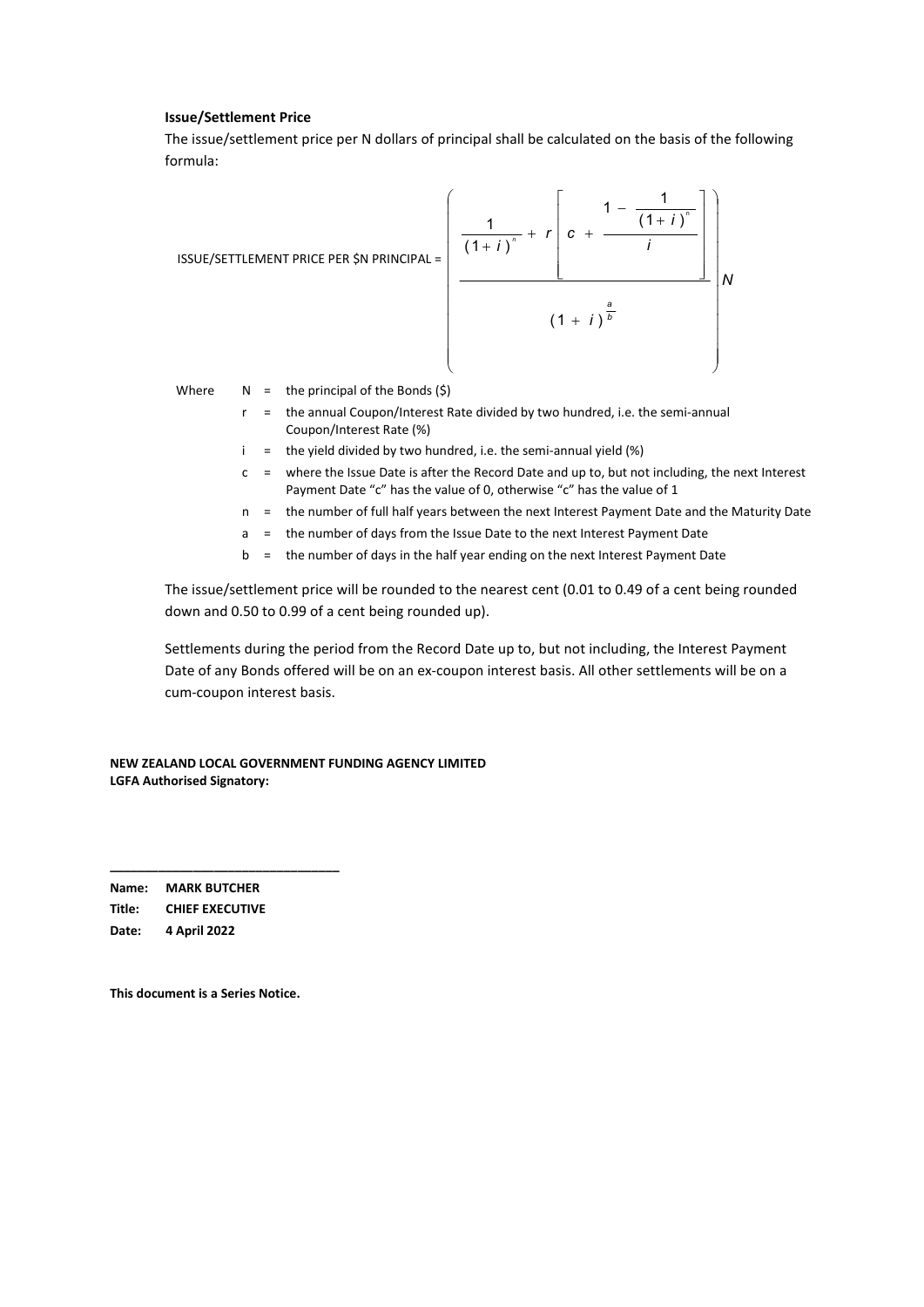**Issue/Settlement Price**

The issue/settlement price per N dollars of principal shall be calculated on the basis of the following formula:

$$\text{ISSUE/SETTLEMENT PRICE PER \$N PRINCIPAL} = \left( \frac{\frac{1}{(1+i)^n} + r\left[c + \frac{1 - \frac{1}{(1+i)^n}}{i}\right]}{(1+i)^{\frac{a}{b}}} \right) N$$

Where N = the principal of the Bonds ($)

r = the annual Coupon/Interest Rate divided by two hundred, i.e. the semi-annual Coupon/Interest Rate (%)

i = the yield divided by two hundred, i.e. the semi-annual yield (%)

c = where the Issue Date is after the Record Date and up to, but not including, the next Interest Payment Date "c" has the value of 0, otherwise "c" has the value of 1

n = the number of full half years between the next Interest Payment Date and the Maturity Date

a = the number of days from the Issue Date to the next Interest Payment Date

b = the number of days in the half year ending on the next Interest Payment Date

The issue/settlement price will be rounded to the nearest cent (0.01 to 0.49 of a cent being rounded down and 0.50 to 0.99 of a cent being rounded up).

Settlements during the period from the Record Date up to, but not including, the Interest Payment Date of any Bonds offered will be on an ex-coupon interest basis. All other settlements will be on a cum-coupon interest basis.

**NEW ZEALAND LOCAL GOVERNMENT FUNDING AGENCY LIMITED**
**LGFA Authorised Signatory:**

\_\_\_\_\_\_\_\_\_\_\_\_\_\_\_\_\_\_\_\_\_\_\_\_\_\_\_\_\_\_\_\_\_\_

**Name: MARK BUTCHER**
**Title: CHIEF EXECUTIVE**
**Date: 4 April 2022**

**This document is a Series Notice.**